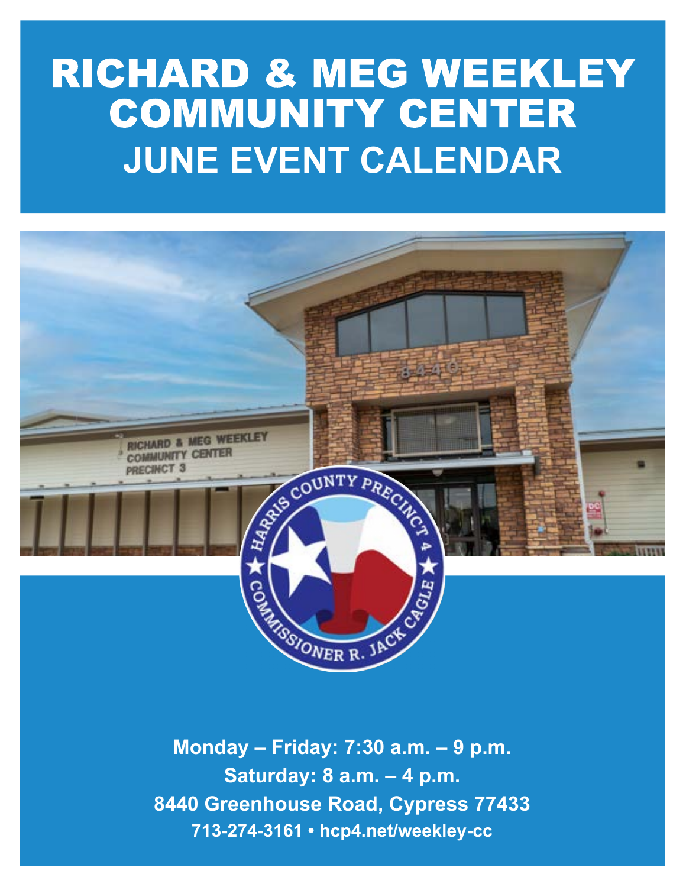# RICHARD & MEG WEEKLEY COMMUNITY CENTER

## JUNE EVENT CALENDAR

**Monday – Friday: 7:30 a.m. – 9 p.m.**

**Saturday: 8 a.m. – 4 p.m.**

**8440 Greenhouse Road, Cypress 77433**

**713-274-3161 • hcp4.net/weekley-cc**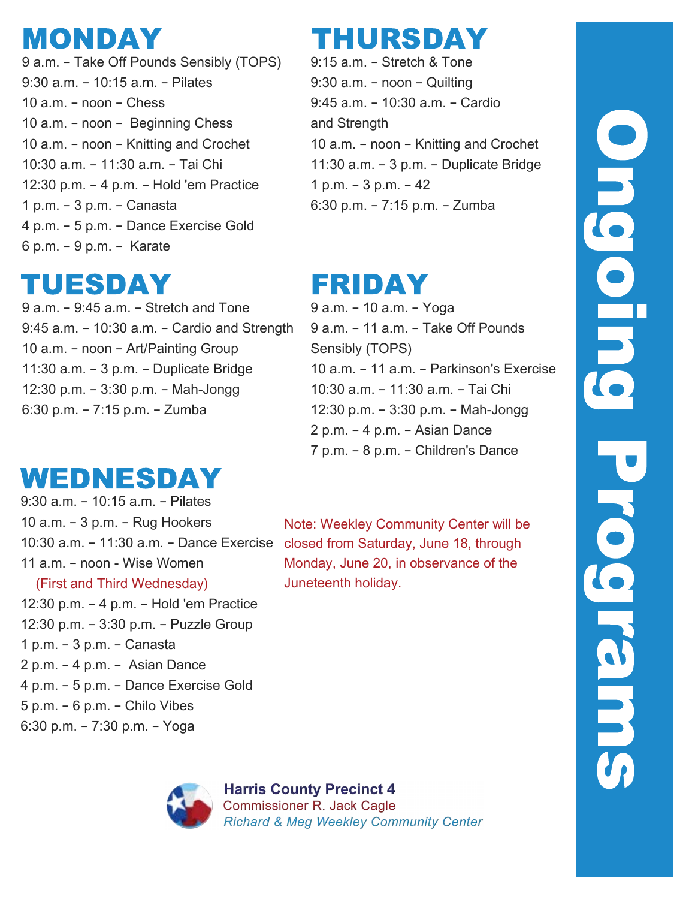# Ongoing Programs

## MONDAY

9 a.m. – Take Off Pounds Sensibly (TOPS)
9:30 a.m. – 10:15 a.m. – Pilates
10 a.m. – noon – Chess
10 a.m. – noon – Beginning Chess
10 a.m. – noon – Knitting and Crochet
10:30 a.m. – 11:30 a.m. – Tai Chi
12:30 p.m. – 4 p.m. – Hold 'em Practice
1 p.m. – 3 p.m. – Canasta
4 p.m. – 5 p.m. – Dance Exercise Gold
6 p.m. – 9 p.m. – Karate

## TUESDAY

9 a.m. – 9:45 a.m. – Stretch and Tone
9:45 a.m. – 10:30 a.m. – Cardio and Strength
10 a.m. – noon – Art/Painting Group
11:30 a.m. – 3 p.m. – Duplicate Bridge
12:30 p.m. – 3:30 p.m. – Mah-Jongg
6:30 p.m. – 7:15 p.m. – Zumba

## WEDNESDAY

9:30 a.m. – 10:15 a.m. – Pilates
10 a.m. – 3 p.m. – Rug Hookers
10:30 a.m. – 11:30 a.m. – Dance Exercise
11 a.m. – noon - Wise Women
(First and Third Wednesday)
12:30 p.m. – 4 p.m. – Hold 'em Practice
12:30 p.m. – 3:30 p.m. – Puzzle Group
1 p.m. – 3 p.m. – Canasta
2 p.m. – 4 p.m. – Asian Dance
4 p.m. – 5 p.m. – Dance Exercise Gold
5 p.m. – 6 p.m. – Chilo Vibes
6:30 p.m. – 7:30 p.m. – Yoga

## THURSDAY

9:15 a.m. – Stretch & Tone
9:30 a.m. – noon – Quilting
9:45 a.m. – 10:30 a.m. – Cardio and Strength
10 a.m. – noon – Knitting and Crochet
11:30 a.m. – 3 p.m. – Duplicate Bridge
1 p.m. – 3 p.m. – 42
6:30 p.m. – 7:15 p.m. – Zumba

## FRIDAY

9 a.m. – 10 a.m. – Yoga
9 a.m. – 11 a.m. – Take Off Pounds Sensibly (TOPS)
10 a.m. – 11 a.m. – Parkinson's Exercise
10:30 a.m. – 11:30 a.m. – Tai Chi
12:30 p.m. – 3:30 p.m. – Mah-Jongg
2 p.m. – 4 p.m. – Asian Dance
7 p.m. – 8 p.m. – Children's Dance

Note: Weekley Community Center will be closed from Saturday, June 18, through Monday, June 20, in observance of the Juneteenth holiday.

**Harris County Precinct 4**
Commissioner R. Jack Cagle
*Richard & Meg Weekley Community Center*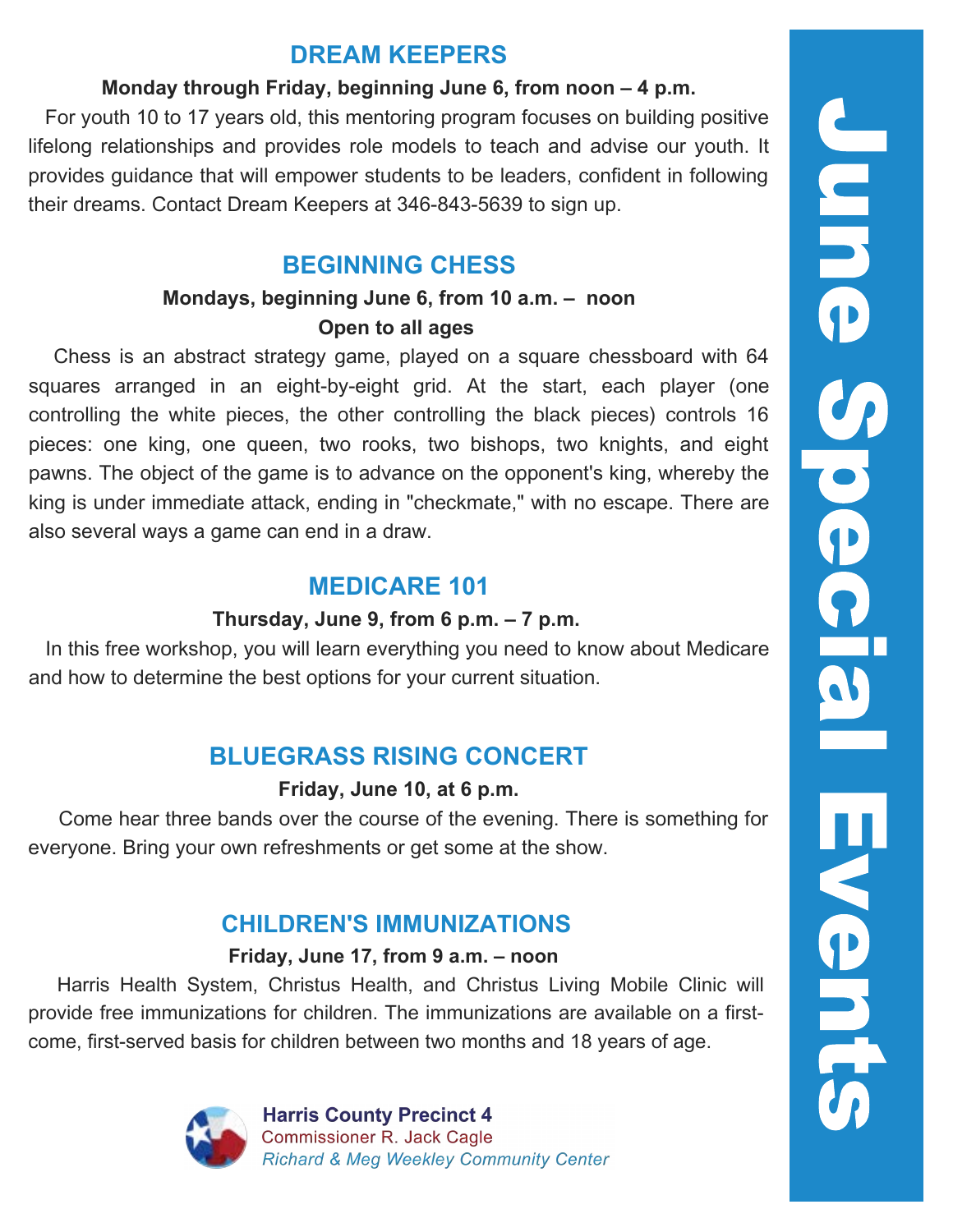# June Special Events

## DREAM KEEPERS

**Monday through Friday, beginning June 6, from noon – 4 p.m.**

For youth 10 to 17 years old, this mentoring program focuses on building positive lifelong relationships and provides role models to teach and advise our youth. It provides guidance that will empower students to be leaders, confident in following their dreams. Contact Dream Keepers at 346-843-5639 to sign up.

## BEGINNING CHESS

**Mondays, beginning June 6, from 10 a.m. – noon**

**Open to all ages**

Chess is an abstract strategy game, played on a square chessboard with 64 squares arranged in an eight-by-eight grid. At the start, each player (one controlling the white pieces, the other controlling the black pieces) controls 16 pieces: one king, one queen, two rooks, two bishops, two knights, and eight pawns. The object of the game is to advance on the opponent's king, whereby the king is under immediate attack, ending in "checkmate," with no escape. There are also several ways a game can end in a draw.

## MEDICARE 101

**Thursday, June 9, from 6 p.m. – 7 p.m.**

In this free workshop, you will learn everything you need to know about Medicare and how to determine the best options for your current situation.

## BLUEGRASS RISING CONCERT

**Friday, June 10, at 6 p.m.**

Come hear three bands over the course of the evening. There is something for everyone. Bring your own refreshments or get some at the show.

## CHILDREN'S IMMUNIZATIONS

**Friday, June 17, from 9 a.m. – noon**

Harris Health System, Christus Health, and Christus Living Mobile Clinic will provide free immunizations for children. The immunizations are available on a first-come, first-served basis for children between two months and 18 years of age.

**Harris County Precinct 4**
Commissioner R. Jack Cagle
*Richard & Meg Weekley Community Center*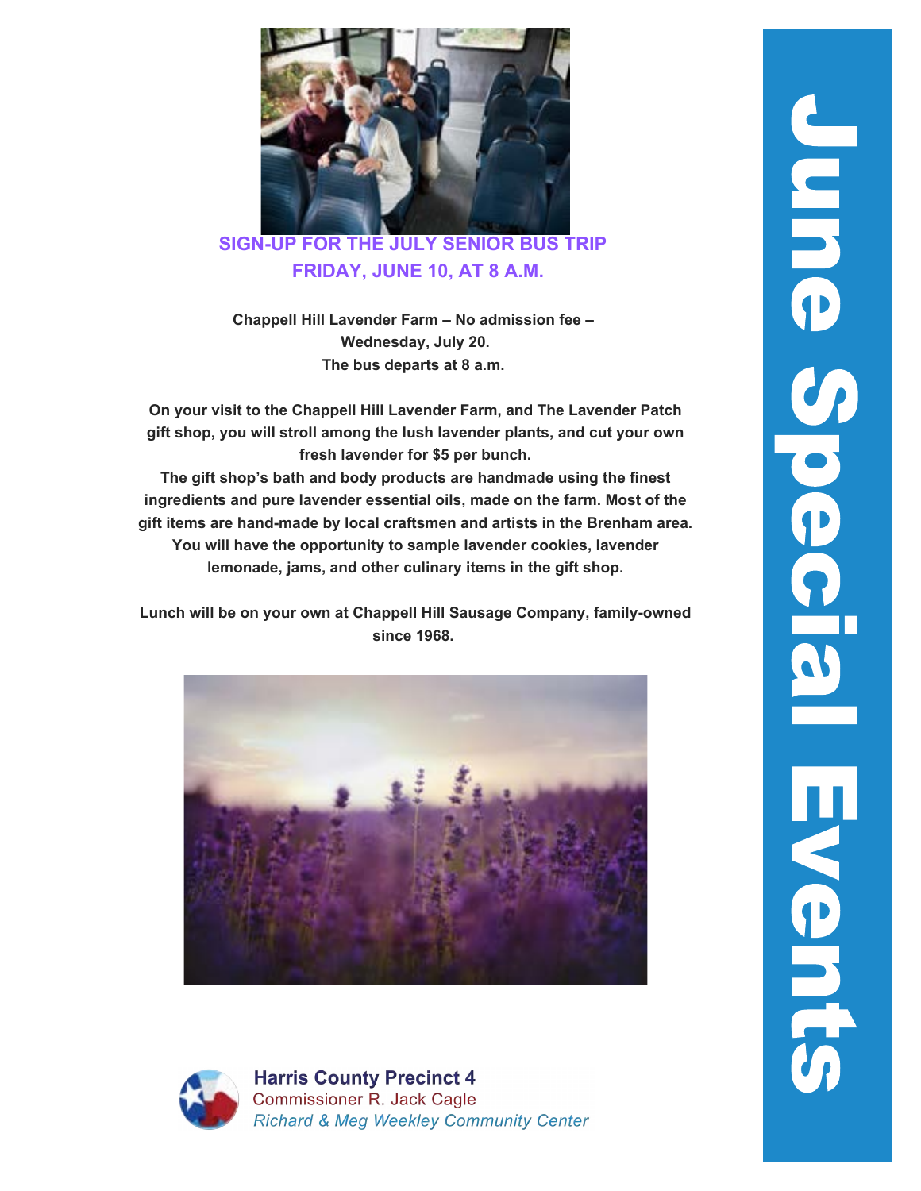# June Special Events

## SIGN-UP FOR THE JULY SENIOR BUS TRIP FRIDAY, JUNE 10, AT 8 A.M.

**Chappell Hill Lavender Farm – No admission fee – Wednesday, July 20. The bus departs at 8 a.m.**

**On your visit to the Chappell Hill Lavender Farm, and The Lavender Patch gift shop, you will stroll among the lush lavender plants, and cut your own fresh lavender for $5 per bunch.**
**The gift shop's bath and body products are handmade using the finest ingredients and pure lavender essential oils, made on the farm. Most of the gift items are hand-made by local craftsmen and artists in the Brenham area. You will have the opportunity to sample lavender cookies, lavender lemonade, jams, and other culinary items in the gift shop.**

**Lunch will be on your own at Chappell Hill Sausage Company, family-owned since 1968.**

**Harris County Precinct 4**
Commissioner R. Jack Cagle
*Richard & Meg Weekley Community Center*